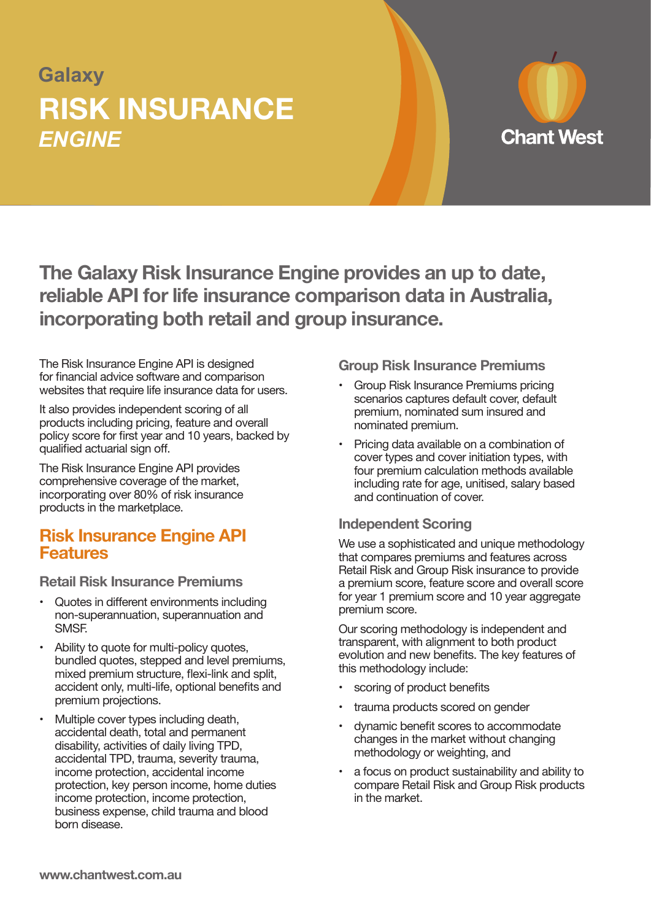Galaxy

# RISK INSURANCE *ENGINE*

Chant West

## The Galaxy Risk Insurance Engine provides an up to date, reliable API for life insurance comparison data in Australia, incorporating both retail and group insurance.

The Risk Insurance Engine API is designed for financial advice software and comparison websites that require life insurance data for users.

It also provides independent scoring of all products including pricing, feature and overall policy score for first year and 10 years, backed by qualified actuarial sign off.

The Risk Insurance Engine API provides comprehensive coverage of the market, incorporating over 80% of risk insurance products in the marketplace.

## Risk Insurance Engine API Features

### Retail Risk Insurance Premiums

- Quotes in different environments including non-superannuation, superannuation and SMSF.
- Ability to quote for multi-policy quotes, bundled quotes, stepped and level premiums, mixed premium structure, flexi-link and split, accident only, multi-life, optional benefits and premium projections.
- Multiple cover types including death, accidental death, total and permanent disability, activities of daily living TPD, accidental TPD, trauma, severity trauma, income protection, accidental income protection, key person income, home duties income protection, income protection, business expense, child trauma and blood born disease.

### Group Risk Insurance Premiums

- Group Risk Insurance Premiums pricing scenarios captures default cover, default premium, nominated sum insured and nominated premium.
- Pricing data available on a combination of cover types and cover initiation types, with four premium calculation methods available including rate for age, unitised, salary based and continuation of cover.

### Independent Scoring

We use a sophisticated and unique methodology that compares premiums and features across Retail Risk and Group Risk insurance to provide a premium score, feature score and overall score for year 1 premium score and 10 year aggregate premium score.

Our scoring methodology is independent and transparent, with alignment to both product evolution and new benefits. The key features of this methodology include:

- scoring of product benefits
- trauma products scored on gender
- dynamic benefit scores to accommodate changes in the market without changing methodology or weighting, and
- a focus on product sustainability and ability to compare Retail Risk and Group Risk products in the market.

www.chantwest.com.au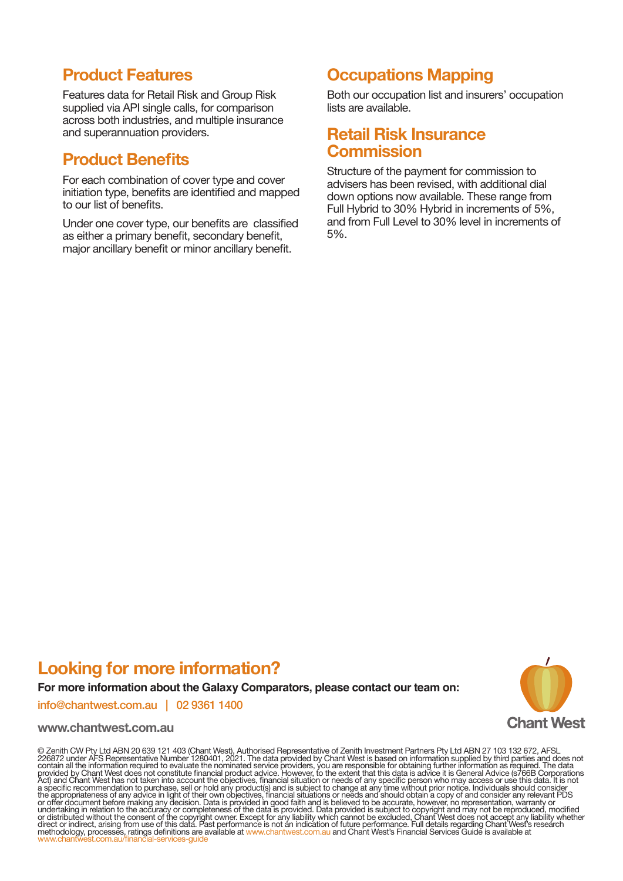## Product Features

Features data for Retail Risk and Group Risk supplied via API single calls, for comparison across both industries, and multiple insurance and superannuation providers.

## Product Benefits

For each combination of cover type and cover initiation type, benefits are identified and mapped to our list of benefits.

Under one cover type, our benefits are classified as either a primary benefit, secondary benefit, major ancillary benefit or minor ancillary benefit.

## Occupations Mapping

Both our occupation list and insurers' occupation lists are available.

## Retail Risk Insurance Commission

Structure of the payment for commission to advisers has been revised, with additional dial down options now available. These range from Full Hybrid to 30% Hybrid in increments of 5%, and from Full Level to 30% level in increments of 5%.

## Looking for more information?

**For more information about the Galaxy Comparators, please contact our team on:**

info@chantwest.com.au | 02 9361 1400

**www.chantwest.com.au**

Chant West

© Zenith CW Pty Ltd ABN 20 639 121 403 (Chant West), Authorised Representative of Zenith Investment Partners Pty Ltd ABN 27 103 132 672, AFSL 226872 under AFS Representative Number 1280401, 2021. The data provided by Chant West is based on information supplied by third parties and does not contain all the information required to evaluate the nominated service providers, you are responsible for obtaining further information as required. The data provided by Chant West does not constitute financial product advice. However, to the extent that this data is advice it is General Advice (s766B Corporations Act) and Chant West has not taken into account the objectives, financial situation or needs of any specific person who may access or use this data. It is not a specific recommendation to purchase, sell or hold any product(s) and is subject to change at any time without prior notice. Individuals should consider the appropriateness of any advice in light of their own objectives, financial situations or needs and should obtain a copy of and consider any relevant PDS or offer document before making any decision. Data is provided in good faith and is believed to be accurate, however, no representation, warranty or undertaking in relation to the accuracy or completeness of the data is provided. Data provided is subject to copyright and may not be reproduced, modified or distributed without the consent of the copyright owner. Except for any liability which cannot be excluded, Chant West does not accept any liability whether direct or indirect, arising from use of this data. Past performance is not an indication of future performance. Full details regarding Chant West's research methodology, processes, ratings definitions are available at www.chantwest.com.au and Chant West's Financial Services Guide is available at www.chantwest.com.au/financial-services-guide